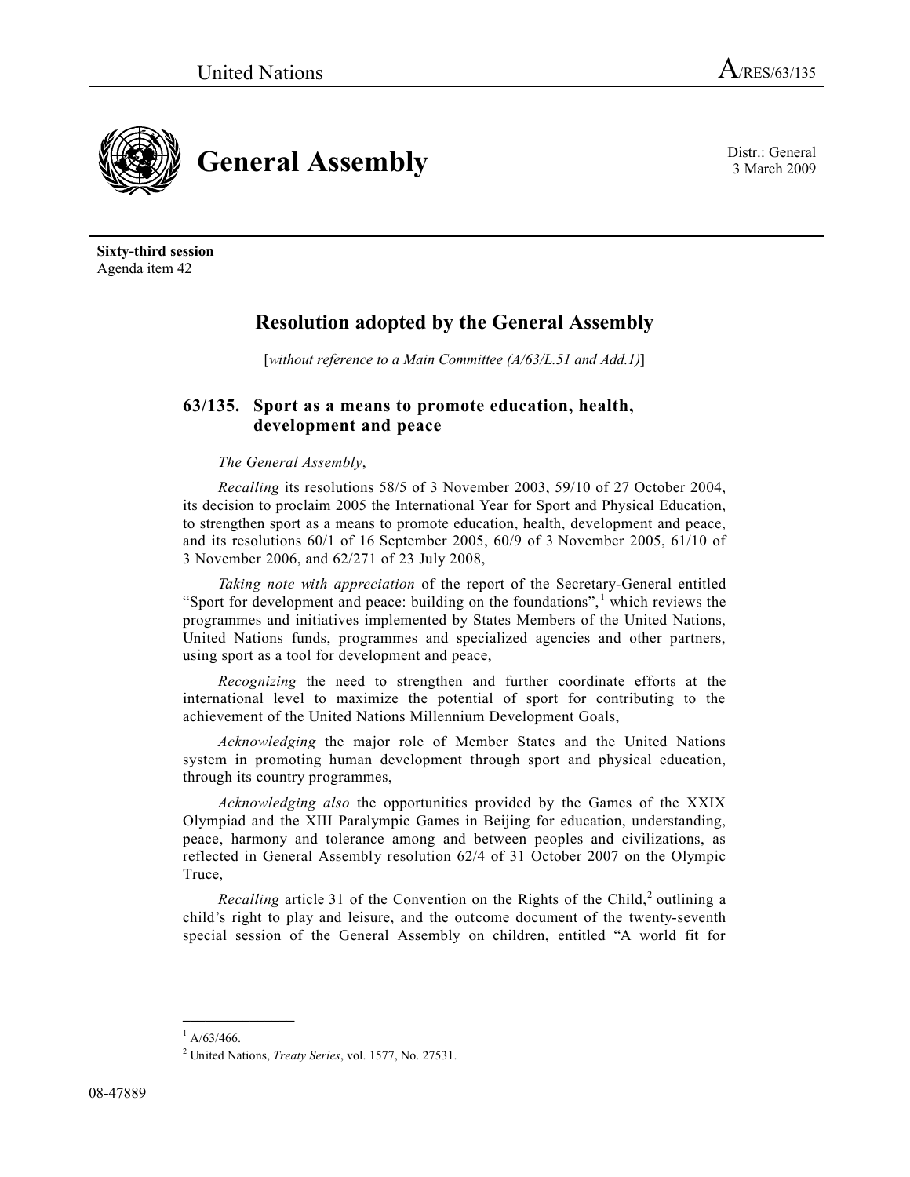United Nations A/RES/63/135

# General Assembly

Distr.: General
3 March 2009

**Sixty-third session**
Agenda item 42

## Resolution adopted by the General Assembly

[*without reference to a Main Committee (A/63/L.51 and Add.1)*]

### 63/135. Sport as a means to promote education, health, development and peace

*The General Assembly*,

*Recalling* its resolutions 58/5 of 3 November 2003, 59/10 of 27 October 2004, its decision to proclaim 2005 the International Year for Sport and Physical Education, to strengthen sport as a means to promote education, health, development and peace, and its resolutions 60/1 of 16 September 2005, 60/9 of 3 November 2005, 61/10 of 3 November 2006, and 62/271 of 23 July 2008,

*Taking note with appreciation* of the report of the Secretary-General entitled "Sport for development and peace: building on the foundations",[1] which reviews the programmes and initiatives implemented by States Members of the United Nations, United Nations funds, programmes and specialized agencies and other partners, using sport as a tool for development and peace,

*Recognizing* the need to strengthen and further coordinate efforts at the international level to maximize the potential of sport for contributing to the achievement of the United Nations Millennium Development Goals,

*Acknowledging* the major role of Member States and the United Nations system in promoting human development through sport and physical education, through its country programmes,

*Acknowledging also* the opportunities provided by the Games of the XXIX Olympiad and the XIII Paralympic Games in Beijing for education, understanding, peace, harmony and tolerance among and between peoples and civilizations, as reflected in General Assembly resolution 62/4 of 31 October 2007 on the Olympic Truce,

*Recalling* article 31 of the Convention on the Rights of the Child,[2] outlining a child's right to play and leisure, and the outcome document of the twenty-seventh special session of the General Assembly on children, entitled "A world fit for

---

[1] A/63/466.

[2] United Nations, *Treaty Series*, vol. 1577, No. 27531.

08-47889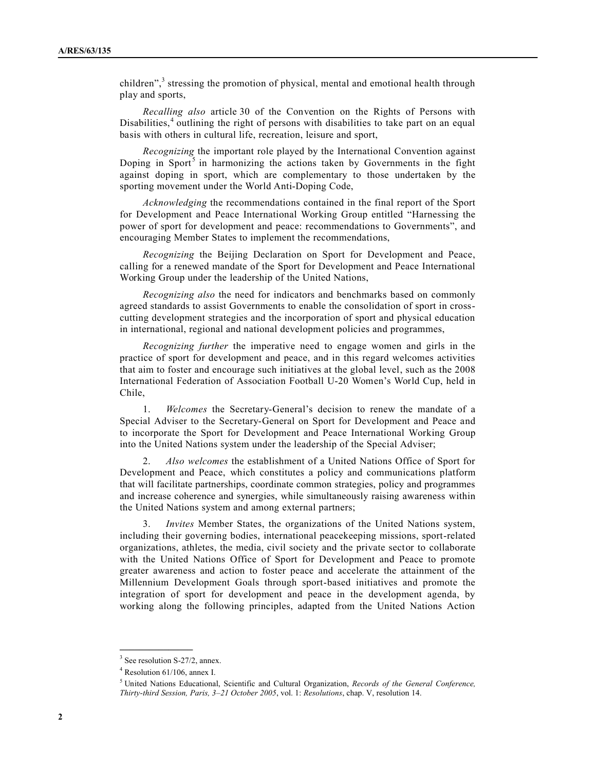children",[3] stressing the promotion of physical, mental and emotional health through play and sports,

*Recalling also* article 30 of the Convention on the Rights of Persons with Disabilities,[4] outlining the right of persons with disabilities to take part on an equal basis with others in cultural life, recreation, leisure and sport,

*Recognizing* the important role played by the International Convention against Doping in Sport[5] in harmonizing the actions taken by Governments in the fight against doping in sport, which are complementary to those undertaken by the sporting movement under the World Anti-Doping Code,

*Acknowledging* the recommendations contained in the final report of the Sport for Development and Peace International Working Group entitled "Harnessing the power of sport for development and peace: recommendations to Governments", and encouraging Member States to implement the recommendations,

*Recognizing* the Beijing Declaration on Sport for Development and Peace, calling for a renewed mandate of the Sport for Development and Peace International Working Group under the leadership of the United Nations,

*Recognizing also* the need for indicators and benchmarks based on commonly agreed standards to assist Governments to enable the consolidation of sport in cross-cutting development strategies and the incorporation of sport and physical education in international, regional and national development policies and programmes,

*Recognizing further* the imperative need to engage women and girls in the practice of sport for development and peace, and in this regard welcomes activities that aim to foster and encourage such initiatives at the global level, such as the 2008 International Federation of Association Football U-20 Women's World Cup, held in Chile,

1. *Welcomes* the Secretary-General's decision to renew the mandate of a Special Adviser to the Secretary-General on Sport for Development and Peace and to incorporate the Sport for Development and Peace International Working Group into the United Nations system under the leadership of the Special Adviser;

2. *Also welcomes* the establishment of a United Nations Office of Sport for Development and Peace, which constitutes a policy and communications platform that will facilitate partnerships, coordinate common strategies, policy and programmes and increase coherence and synergies, while simultaneously raising awareness within the United Nations system and among external partners;

3. *Invites* Member States, the organizations of the United Nations system, including their governing bodies, international peacekeeping missions, sport-related organizations, athletes, the media, civil society and the private sector to collaborate with the United Nations Office of Sport for Development and Peace to promote greater awareness and action to foster peace and accelerate the attainment of the Millennium Development Goals through sport-based initiatives and promote the integration of sport for development and peace in the development agenda, by working along the following principles, adapted from the United Nations Action

---

[3] See resolution S-27/2, annex.

[4] Resolution 61/106, annex I.

[5] United Nations Educational, Scientific and Cultural Organization, *Records of the General Conference, Thirty-third Session, Paris, 3–21 October 2005*, vol. 1: *Resolutions*, chap. V, resolution 14.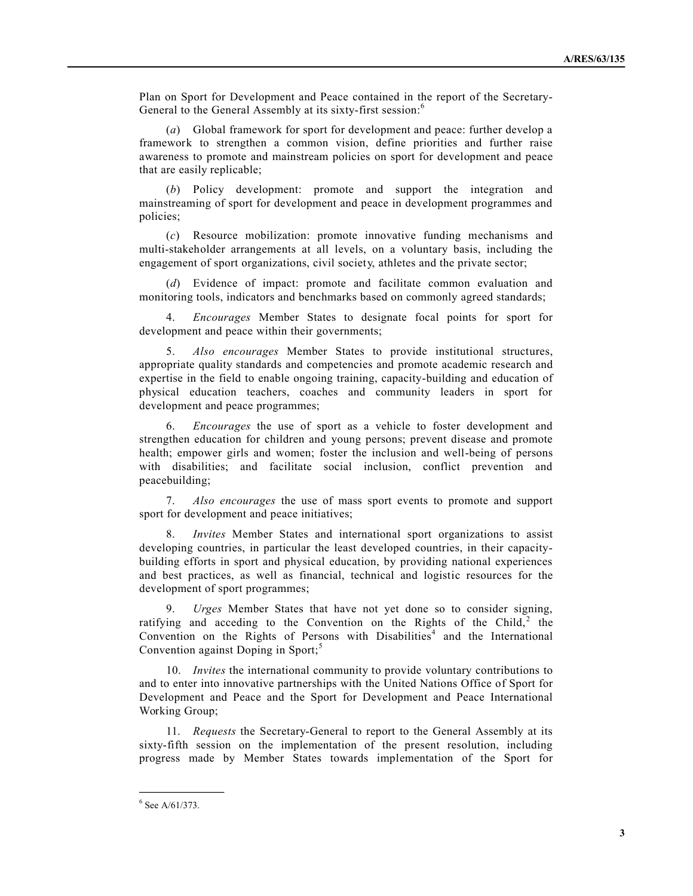Plan on Sport for Development and Peace contained in the report of the Secretary-General to the General Assembly at its sixty-first session:[6]

(*a*) Global framework for sport for development and peace: further develop a framework to strengthen a common vision, define priorities and further raise awareness to promote and mainstream policies on sport for development and peace that are easily replicable;

(*b*) Policy development: promote and support the integration and mainstreaming of sport for development and peace in development programmes and policies;

(*c*) Resource mobilization: promote innovative funding mechanisms and multi-stakeholder arrangements at all levels, on a voluntary basis, including the engagement of sport organizations, civil society, athletes and the private sector;

(*d*) Evidence of impact: promote and facilitate common evaluation and monitoring tools, indicators and benchmarks based on commonly agreed standards;

4. *Encourages* Member States to designate focal points for sport for development and peace within their governments;

5. *Also encourages* Member States to provide institutional structures, appropriate quality standards and competencies and promote academic research and expertise in the field to enable ongoing training, capacity-building and education of physical education teachers, coaches and community leaders in sport for development and peace programmes;

6. *Encourages* the use of sport as a vehicle to foster development and strengthen education for children and young persons; prevent disease and promote health; empower girls and women; foster the inclusion and well-being of persons with disabilities; and facilitate social inclusion, conflict prevention and peacebuilding;

7. *Also encourages* the use of mass sport events to promote and support sport for development and peace initiatives;

8. *Invites* Member States and international sport organizations to assist developing countries, in particular the least developed countries, in their capacity-building efforts in sport and physical education, by providing national experiences and best practices, as well as financial, technical and logistic resources for the development of sport programmes;

9. *Urges* Member States that have not yet done so to consider signing, ratifying and acceding to the Convention on the Rights of the Child,[2] the Convention on the Rights of Persons with Disabilities[4] and the International Convention against Doping in Sport;[5]

10. *Invites* the international community to provide voluntary contributions to and to enter into innovative partnerships with the United Nations Office of Sport for Development and Peace and the Sport for Development and Peace International Working Group;

11. *Requests* the Secretary-General to report to the General Assembly at its sixty-fifth session on the implementation of the present resolution, including progress made by Member States towards implementation of the Sport for

---

[6] See A/61/373.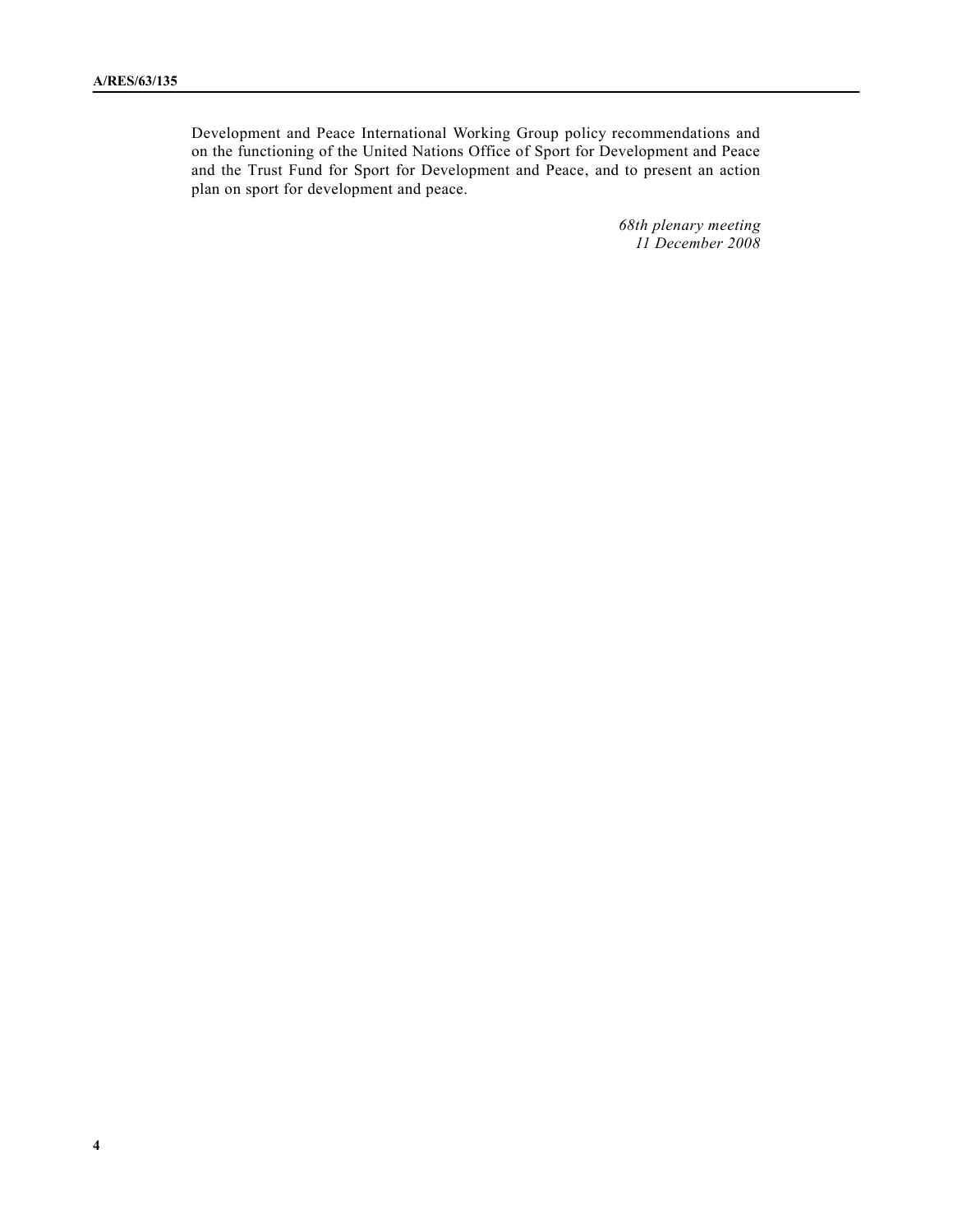Development and Peace International Working Group policy recommendations and on the functioning of the United Nations Office of Sport for Development and Peace and the Trust Fund for Sport for Development and Peace, and to present an action plan on sport for development and peace.

*68th plenary meeting*
*11 December 2008*